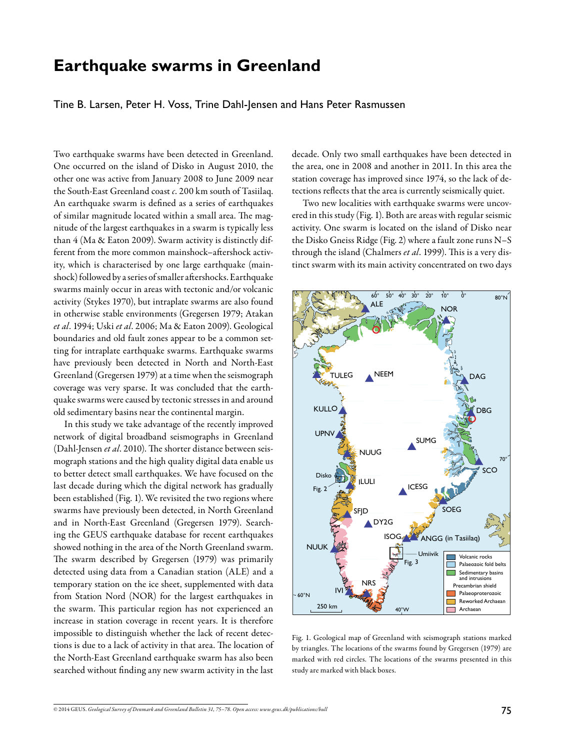# Earthquake swarms in Greenland

Tine B. Larsen, Peter H. Voss, Trine Dahl-Jensen and Hans Peter Rasmussen

Two earthquake swarms have been detected in Greenland. One occurred on the island of Disko in August 2010, the other one was active from January 2008 to June 2009 near the South-East Greenland coast *c*. 200 km south of Tasiilaq. An earthquake swarm is defined as a series of earthquakes of similar magnitude located within a small area. The magnitude of the largest earthquakes in a swarm is typically less than 4 (Ma & Eaton 2009). Swarm activity is distinctly different from the more common mainshock–aftershock activity, which is characterised by one large earthquake (mainshock) followed by a series of smaller aftershocks. Earthquake swarms mainly occur in areas with tectonic and/or volcanic activity (Stykes 1970), but intraplate swarms are also found in otherwise stable environments (Gregersen 1979; Atakan *et al*. 1994; Uski *et al*. 2006; Ma & Eaton 2009). Geological boundaries and old fault zones appear to be a common setting for intraplate earthquake swarms. Earthquake swarms have previously been detected in North and North-East Greenland (Gregersen 1979) at a time when the seismograph coverage was very sparse. It was concluded that the earthquake swarms were caused by tectonic stresses in and around old sedimentary basins near the continental margin.

In this study we take advantage of the recently improved network of digital broadband seismographs in Greenland (Dahl-Jensen *et al*. 2010). The shorter distance between seismograph stations and the high quality digital data enable us to better detect small earthquakes. We have focused on the last decade during which the digital network has gradually been established (Fig. 1). We revisited the two regions where swarms have previously been detected, in North Greenland and in North-East Greenland (Gregersen 1979). Searching the GEUS earthquake database for recent earthquakes showed nothing in the area of the North Greenland swarm. The swarm described by Gregersen (1979) was primarily detected using data from a Canadian station (ALE) and a temporary station on the ice sheet, supplemented with data from Station Nord (NOR) for the largest earthquakes in the swarm. This particular region has not experienced an increase in station coverage in recent years. It is therefore impossible to distinguish whether the lack of recent detections is due to a lack of activity in that area. The location of the North-East Greenland earthquake swarm has also been searched without finding any new swarm activity in the last decade. Only two small earthquakes have been detected in the area, one in 2008 and another in 2011. In this area the station coverage has improved since 1974, so the lack of detections reflects that the area is currently seismically quiet.

Two new localities with earthquake swarms were uncovered in this study (Fig. 1). Both are areas with regular seismic activity. One swarm is located on the island of Disko near the Disko Gneiss Ridge (Fig. 2) where a fault zone runs N–S through the island (Chalmers *et al*. 1999). This is a very distinct swarm with its main activity concentrated on two days

Fig. 1. Geological map of Greenland with seismograph stations marked by triangles. The locations of the swarms found by Gregersen (1979) are marked with red circles. The locations of the swarms presented in this study are marked with black boxes.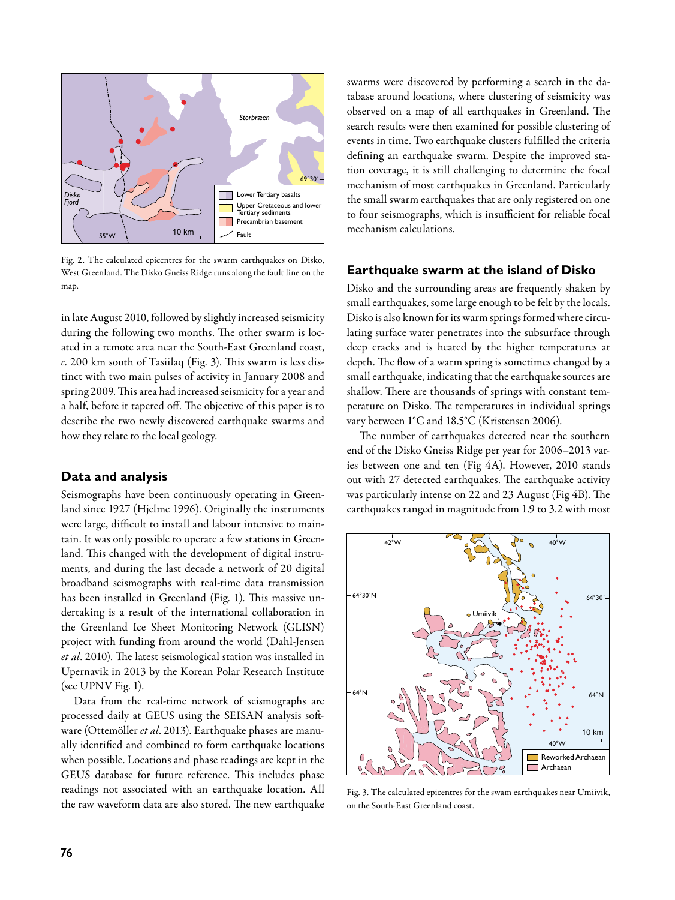Fig. 2. The calculated epicentres for the swarm earthquakes on Disko, West Greenland. The Disko Gneiss Ridge runs along the fault line on the map.

in late August 2010, followed by slightly increased seismicity during the following two months. The other swarm is located in a remote area near the South-East Greenland coast, *c.* 200 km south of Tasiilaq (Fig. 3). This swarm is less distinct with two main pulses of activity in January 2008 and spring 2009. This area had increased seismicity for a year and a half, before it tapered off. The objective of this paper is to describe the two newly discovered earthquake swarms and how they relate to the local geology.

## Data and analysis

Seismographs have been continuously operating in Greenland since 1927 (Hjelme 1996). Originally the instruments were large, difficult to install and labour intensive to maintain. It was only possible to operate a few stations in Greenland. This changed with the development of digital instruments, and during the last decade a network of 20 digital broadband seismographs with real-time data transmission has been installed in Greenland (Fig. 1). This massive undertaking is a result of the international collaboration in the Greenland Ice Sheet Monitoring Network (GLISN) project with funding from around the world (Dahl-Jensen *et al.* 2010). The latest seismological station was installed in Upernavik in 2013 by the Korean Polar Research Institute (see UPNV Fig. 1).

Data from the real-time network of seismographs are processed daily at GEUS using the SEISAN analysis software (Ottemöller *et al.* 2013). Earthquake phases are manually identified and combined to form earthquake locations when possible. Locations and phase readings are kept in the GEUS database for future reference. This includes phase readings not associated with an earthquake location. All the raw waveform data are also stored. The new earthquake swarms were discovered by performing a search in the database around locations, where clustering of seismicity was observed on a map of all earthquakes in Greenland. The search results were then examined for possible clustering of events in time. Two earthquake clusters fulfilled the criteria defining an earthquake swarm. Despite the improved station coverage, it is still challenging to determine the focal mechanism of most earthquakes in Greenland. Particularly the small swarm earthquakes that are only registered on one to four seismographs, which is insufficient for reliable focal mechanism calculations.

## Earthquake swarm at the island of Disko

Disko and the surrounding areas are frequently shaken by small earthquakes, some large enough to be felt by the locals. Disko is also known for its warm springs formed where circulating surface water penetrates into the subsurface through deep cracks and is heated by the higher temperatures at depth. The flow of a warm spring is sometimes changed by a small earthquake, indicating that the earthquake sources are shallow. There are thousands of springs with constant temperature on Disko. The temperatures in individual springs vary between 1°C and 18.5°C (Kristensen 2006).

The number of earthquakes detected near the southern end of the Disko Gneiss Ridge per year for 2006–2013 varies between one and ten (Fig 4A). However, 2010 stands out with 27 detected earthquakes. The earthquake activity was particularly intense on 22 and 23 August (Fig 4B). The earthquakes ranged in magnitude from 1.9 to 3.2 with most

Fig. 3. The calculated epicentres for the swam earthquakes near Umiivik, on the South-East Greenland coast.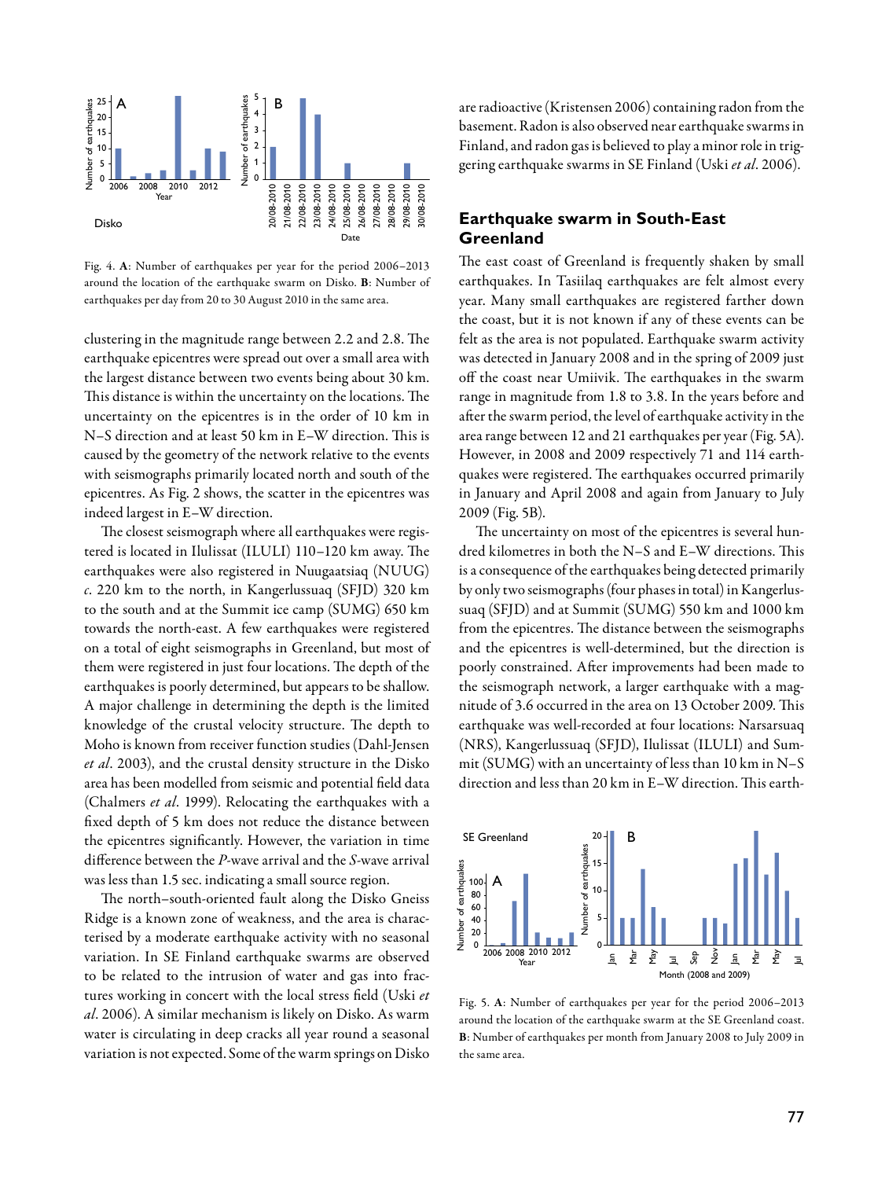Fig. 4. **A**: Number of earthquakes per year for the period 2006–2013 around the location of the earthquake swarm on Disko. **B**: Number of earthquakes per day from 20 to 30 August 2010 in the same area.

clustering in the magnitude range between 2.2 and 2.8. The earthquake epicentres were spread out over a small area with the largest distance between two events being about 30 km. This distance is within the uncertainty on the locations. The uncertainty on the epicentres is in the order of 10 km in N–S direction and at least 50 km in E–W direction. This is caused by the geometry of the network relative to the events with seismographs primarily located north and south of the epicentres. As Fig. 2 shows, the scatter in the epicentres was indeed largest in E–W direction.

The closest seismograph where all earthquakes were registered is located in Ilulissat (ILULI) 110–120 km away. The earthquakes were also registered in Nuugaatsiaq (NUUG) *c*. 220 km to the north, in Kangerlussuaq (SFJD) 320 km to the south and at the Summit ice camp (SUMG) 650 km towards the north-east. A few earthquakes were registered on a total of eight seismographs in Greenland, but most of them were registered in just four locations. The depth of the earthquakes is poorly determined, but appears to be shallow. A major challenge in determining the depth is the limited knowledge of the crustal velocity structure. The depth to Moho is known from receiver function studies (Dahl-Jensen *et al*. 2003), and the crustal density structure in the Disko area has been modelled from seismic and potential field data (Chalmers *et al*. 1999). Relocating the earthquakes with a fixed depth of 5 km does not reduce the distance between the epicentres significantly. However, the variation in time difference between the *P*-wave arrival and the *S*-wave arrival was less than 1.5 sec. indicating a small source region.

The north–south-oriented fault along the Disko Gneiss Ridge is a known zone of weakness, and the area is characterised by a moderate earthquake activity with no seasonal variation. In SE Finland earthquake swarms are observed to be related to the intrusion of water and gas into fractures working in concert with the local stress field (Uski *et al*. 2006). A similar mechanism is likely on Disko. As warm water is circulating in deep cracks all year round a seasonal variation is not expected. Some of the warm springs on Disko are radioactive (Kristensen 2006) containing radon from the basement. Radon is also observed near earthquake swarms in Finland, and radon gas is believed to play a minor role in triggering earthquake swarms in SE Finland (Uski *et al*. 2006).

## Earthquake swarm in South-East Greenland

The east coast of Greenland is frequently shaken by small earthquakes. In Tasiilaq earthquakes are felt almost every year. Many small earthquakes are registered farther down the coast, but it is not known if any of these events can be felt as the area is not populated. Earthquake swarm activity was detected in January 2008 and in the spring of 2009 just off the coast near Umiivik. The earthquakes in the swarm range in magnitude from 1.8 to 3.8. In the years before and after the swarm period, the level of earthquake activity in the area range between 12 and 21 earthquakes per year (Fig. 5A). However, in 2008 and 2009 respectively 71 and 114 earthquakes were registered. The earthquakes occurred primarily in January and April 2008 and again from January to July 2009 (Fig. 5B).

The uncertainty on most of the epicentres is several hundred kilometres in both the N–S and E–W directions. This is a consequence of the earthquakes being detected primarily by only two seismographs (four phases in total) in Kangerlussuaq (SFJD) and at Summit (SUMG) 550 km and 1000 km from the epicentres. The distance between the seismographs and the epicentres is well-determined, but the direction is poorly constrained. After improvements had been made to the seismograph network, a larger earthquake with a magnitude of 3.6 occurred in the area on 13 October 2009. This earthquake was well-recorded at four locations: Narsarsuaq (NRS), Kangerlussuaq (SFJD), Ilulissat (ILULI) and Summit (SUMG) with an uncertainty of less than 10 km in N–S direction and less than 20 km in E–W direction. This earth-

Fig. 5. **A**: Number of earthquakes per year for the period 2006–2013 around the location of the earthquake swarm at the SE Greenland coast. **B**: Number of earthquakes per month from January 2008 to July 2009 in the same area.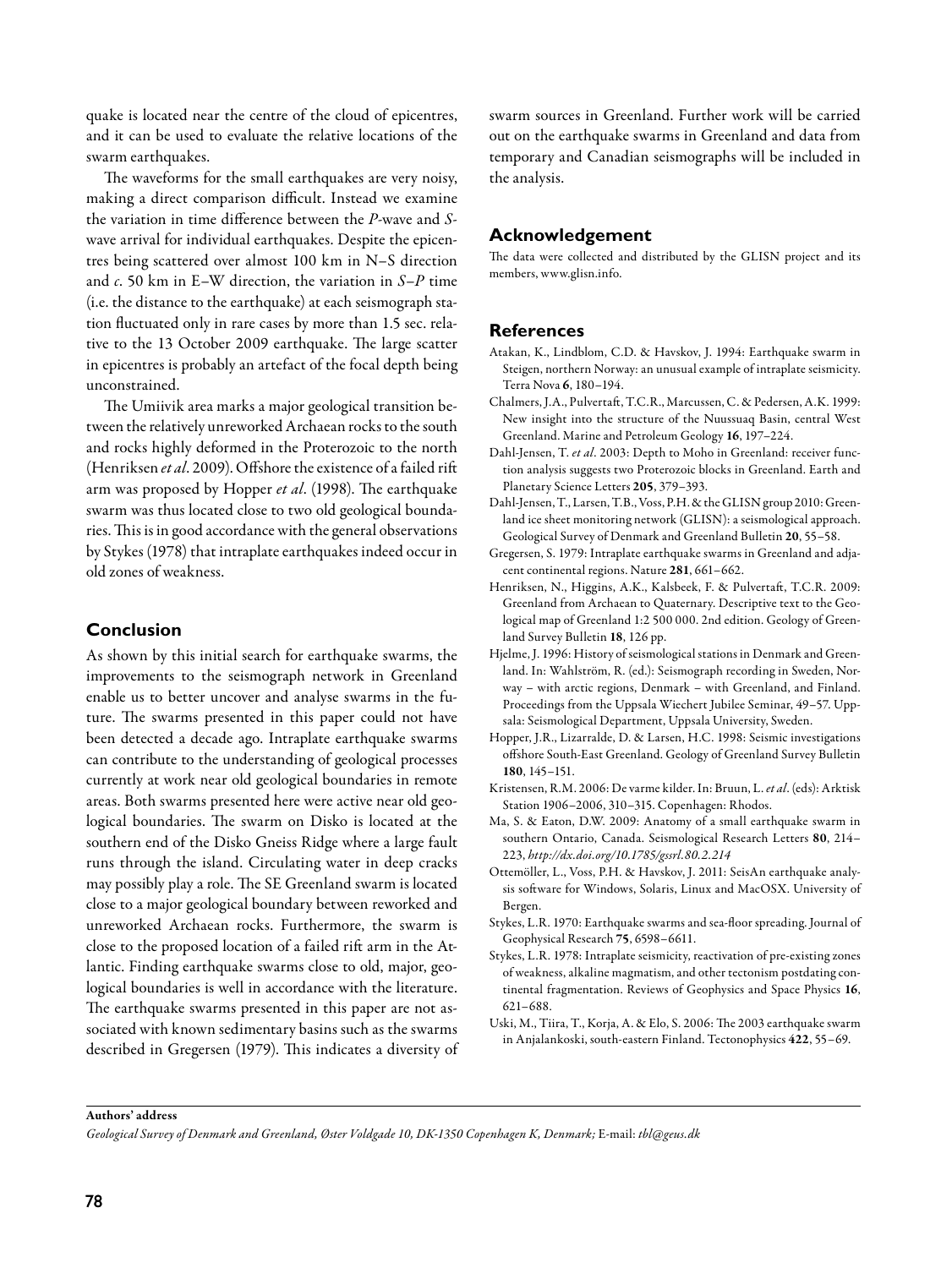quake is located near the centre of the cloud of epicentres, and it can be used to evaluate the relative locations of the swarm earthquakes.

The waveforms for the small earthquakes are very noisy, making a direct comparison difficult. Instead we examine the variation in time difference between the *P*-wave and *S*-wave arrival for individual earthquakes. Despite the epicentres being scattered over almost 100 km in N–S direction and *c.* 50 km in E–W direction, the variation in *S–P* time (i.e. the distance to the earthquake) at each seismograph station fluctuated only in rare cases by more than 1.5 sec. relative to the 13 October 2009 earthquake. The large scatter in epicentres is probably an artefact of the focal depth being unconstrained.

The Umiivik area marks a major geological transition between the relatively unreworked Archaean rocks to the south and rocks highly deformed in the Proterozoic to the north (Henriksen *et al.* 2009). Offshore the existence of a failed rift arm was proposed by Hopper *et al.* (1998). The earthquake swarm was thus located close to two old geological boundaries. This is in good accordance with the general observations by Stykes (1978) that intraplate earthquakes indeed occur in old zones of weakness.

## Conclusion

As shown by this initial search for earthquake swarms, the improvements to the seismograph network in Greenland enable us to better uncover and analyse swarms in the future. The swarms presented in this paper could not have been detected a decade ago. Intraplate earthquake swarms can contribute to the understanding of geological processes currently at work near old geological boundaries in remote areas. Both swarms presented here were active near old geological boundaries. The swarm on Disko is located at the southern end of the Disko Gneiss Ridge where a large fault runs through the island. Circulating water in deep cracks may possibly play a role. The SE Greenland swarm is located close to a major geological boundary between reworked and unreworked Archaean rocks. Furthermore, the swarm is close to the proposed location of a failed rift arm in the Atlantic. Finding earthquake swarms close to old, major, geological boundaries is well in accordance with the literature. The earthquake swarms presented in this paper are not associated with known sedimentary basins such as the swarms described in Gregersen (1979). This indicates a diversity of swarm sources in Greenland. Further work will be carried out on the earthquake swarms in Greenland and data from temporary and Canadian seismographs will be included in the analysis.

## Acknowledgement

The data were collected and distributed by the GLISN project and its members, www.glisn.info.

## References

Atakan, K., Lindblom, C.D. & Havskov, J. 1994: Earthquake swarm in Steigen, northern Norway: an unusual example of intraplate seismicity. Terra Nova **6**, 180–194.

Chalmers, J.A., Pulvertaft, T.C.R., Marcussen, C. & Pedersen, A.K. 1999: New insight into the structure of the Nuussuaq Basin, central West Greenland. Marine and Petroleum Geology **16**, 197–224.

Dahl-Jensen, T. *et al.* 2003: Depth to Moho in Greenland: receiver function analysis suggests two Proterozoic blocks in Greenland. Earth and Planetary Science Letters **205**, 379–393.

Dahl-Jensen, T., Larsen, T.B., Voss, P.H. & the GLISN group 2010: Greenland ice sheet monitoring network (GLISN): a seismological approach. Geological Survey of Denmark and Greenland Bulletin **20**, 55–58.

Gregersen, S. 1979: Intraplate earthquake swarms in Greenland and adjacent continental regions. Nature **281**, 661–662.

Henriksen, N., Higgins, A.K., Kalsbeek, F. & Pulvertaft, T.C.R. 2009: Greenland from Archaean to Quaternary. Descriptive text to the Geological map of Greenland 1:2 500 000. 2nd edition. Geology of Greenland Survey Bulletin **18**, 126 pp.

Hjelme, J. 1996: History of seismological stations in Denmark and Greenland. In: Wahlström, R. (ed.): Seismograph recording in Sweden, Norway – with arctic regions, Denmark – with Greenland, and Finland. Proceedings from the Uppsala Wiechert Jubilee Seminar, 49–57. Uppsala: Seismological Department, Uppsala University, Sweden.

Hopper, J.R., Lizarralde, D. & Larsen, H.C. 1998: Seismic investigations offshore South-East Greenland. Geology of Greenland Survey Bulletin **180**, 145–151.

Kristensen, R.M. 2006: De varme kilder. In: Bruun, L. *et al.* (eds): Arktisk Station 1906–2006, 310–315. Copenhagen: Rhodos.

Ma, S. & Eaton, D.W. 2009: Anatomy of a small earthquake swarm in southern Ontario, Canada. Seismological Research Letters **80**, 214–223, *http://dx.doi.org/10.1785/gssrl.80.2.214*

Ottemöller, L., Voss, P.H. & Havskov, J. 2011: SeisAn earthquake analysis software for Windows, Solaris, Linux and MacOSX. University of Bergen.

Stykes, L.R. 1970: Earthquake swarms and sea-floor spreading. Journal of Geophysical Research **75**, 6598–6611.

Stykes, L.R. 1978: Intraplate seismicity, reactivation of pre-existing zones of weakness, alkaline magmatism, and other tectonism postdating continental fragmentation. Reviews of Geophysics and Space Physics **16**, 621–688.

Uski, M., Tiira, T., Korja, A. & Elo, S. 2006: The 2003 earthquake swarm in Anjalankoski, south-eastern Finland. Tectonophysics **422**, 55–69.

**Authors' address**

*Geological Survey of Denmark and Greenland, Øster Voldgade 10, DK-1350 Copenhagen K, Denmark;* E-mail: *tbl@geus.dk*